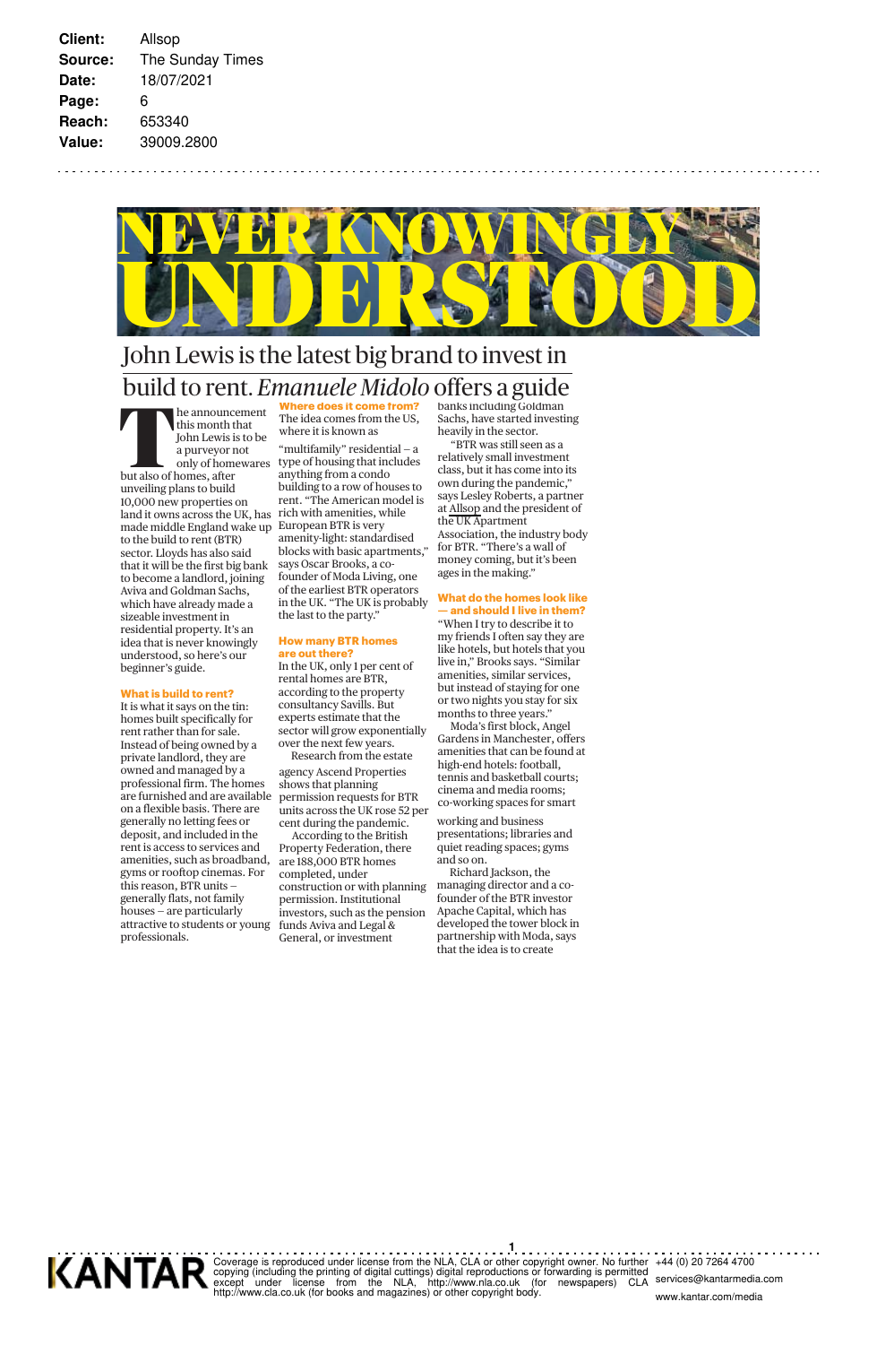| | |
|---|---|
| **Client:** | Allsop |
| **Source:** | The Sunday Times |
| **Date:** | 18/07/2021 |
| **Page:** | 6 |
| **Reach:** | 653340 |
| **Value:** | 39009.2800 |

# NEVER KNOWINGLY UNDERSTOOD

## John Lewis is the latest big brand to invest in build to rent. *Emanuele Midolo* offers a guide

The announcement this month that John Lewis is to be a purveyor not only of homewares but also of homes, after unveiling plans to build 10,000 new properties on land it owns across the UK, has made middle England wake up to the build to rent (BTR) sector. Lloyds has also said that it will be the first big bank to become a landlord, joining Aviva and Goldman Sachs, which have already made a sizeable investment in residential property. It's an idea that is never knowingly understood, so here's our beginner's guide.

**What is build to rent?**

It is what it says on the tin: homes built specifically for rent rather than for sale. Instead of being owned by a private landlord, they are owned and managed by a professional firm. The homes are furnished and are available on a flexible basis. There are generally no letting fees or deposit, and included in the rent is access to services and amenities, such as broadband, gyms or rooftop cinemas. For this reason, BTR units – generally flats, not family houses – are particularly attractive to students or young professionals.

**Where does it come from?**

The idea comes from the US, where it is known as "multifamily" residential – a type of housing that includes anything from a condo building to a row of houses to rent. "The American model is rich with amenities, while European BTR is very amenity-light: standardised blocks with basic apartments," says Oscar Brooks, a co-founder of Moda Living, one of the earliest BTR operators in the UK. "The UK is probably the last to the party."

**How many BTR homes are out there?**

In the UK, only 1 per cent of rental homes are BTR, according to the property consultancy Savills. But experts estimate that the sector will grow exponentially over the next few years.

Research from the estate agency Ascend Properties shows that planning permission requests for BTR units across the UK rose 52 per cent during the pandemic.

According to the British Property Federation, there are 188,000 BTR homes completed, under construction or with planning permission. Institutional investors, such as the pension funds Aviva and Legal & General, or investment banks including Goldman Sachs, have started investing heavily in the sector.

"BTR was still seen as a relatively small investment class, but it has come into its own during the pandemic," says Lesley Roberts, a partner at Allsop and the president of the UK Apartment Association, the industry body for BTR. "There's a wall of money coming, but it's been ages in the making."

**What do the homes look like — and should I live in them?**

"When I try to describe it to my friends I often say they are like hotels, but hotels that you live in," Brooks says. "Similar amenities, similar services, but instead of staying for one or two nights you stay for six months to three years."

Moda's first block, Angel Gardens in Manchester, offers amenities that can be found at high-end hotels: football, tennis and basketball courts; cinema and media rooms; co-working spaces for smart working and business presentations; libraries and quiet reading spaces; gyms and so on.

Richard Jackson, the managing director and a co-founder of the BTR investor Apache Capital, which has developed the tower block in partnership with Moda, says that the idea is to create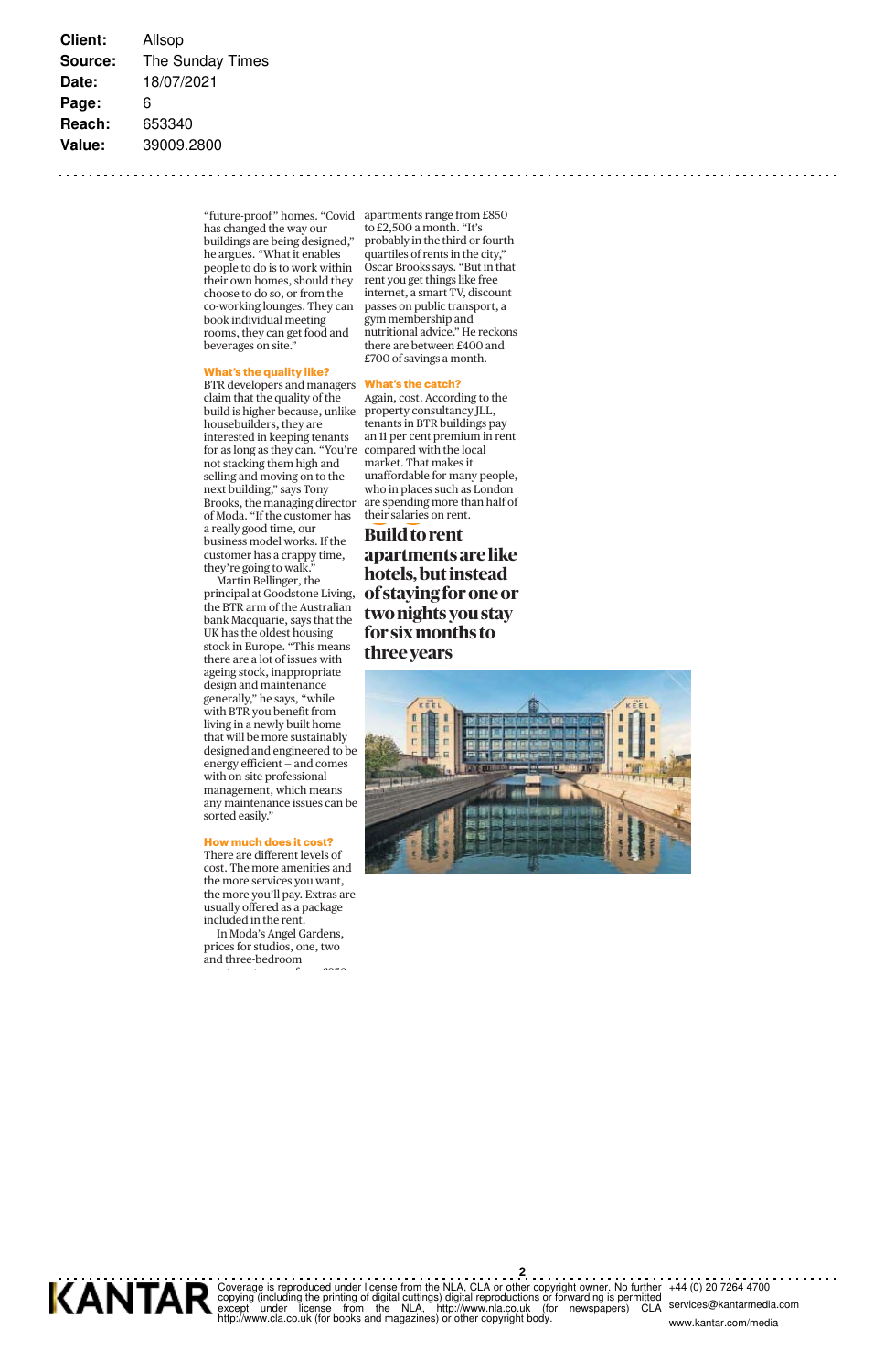**Client:** Allsop
**Source:** The Sunday Times
**Date:** 18/07/2021
**Page:** 6
**Reach:** 653340
**Value:** 39009.2800

"future-proof" homes. "Covid has changed the way our buildings are being designed," he argues. "What it enables people to do is to work within their own homes, should they choose to do so, or from the co-working lounges. They can book individual meeting rooms, they can get food and beverages on site."

### What's the quality like?

BTR developers and managers claim that the quality of the build is higher because, unlike housebuilders, they are interested in keeping tenants for as long as they can. "You're not stacking them high and selling and moving on to the next building," says Tony Brooks, the managing director of Moda. "If the customer has a really good time, our business model works. If the customer has a crappy time, they're going to walk."

Martin Bellinger, the principal at Goodstone Living, the BTR arm of the Australian bank Macquarie, says that the UK has the oldest housing stock in Europe. "This means there are a lot of issues with ageing stock, inappropriate design and maintenance generally," he says, "while with BTR you benefit from living in a newly built home that will be more sustainably designed and engineered to be energy efficient – and comes with on-site professional management, which means any maintenance issues can be sorted easily."

### How much does it cost?

There are different levels of cost. The more amenities and the more services you want, the more you'll pay. Extras are usually offered as a package included in the rent.

In Moda's Angel Gardens, prices for studios, one, two and three-bedroom apartments range from £850 to £2,500 a month. "It's probably in the third or fourth quartiles of rents in the city," Oscar Brooks says. "But in that rent you get things like free internet, a smart TV, discount passes on public transport, a gym membership and nutritional advice." He reckons there are between £400 and £700 of savings a month.

### What's the catch?

Again, cost. According to the property consultancy JLL, tenants in BTR buildings pay an 11 per cent premium in rent compared with the local market. That makes it unaffordable for many people, who in places such as London are spending more than half of their salaries on rent.

**Build to rent apartments are like hotels, but instead of staying for one or two nights you stay for six months to three years**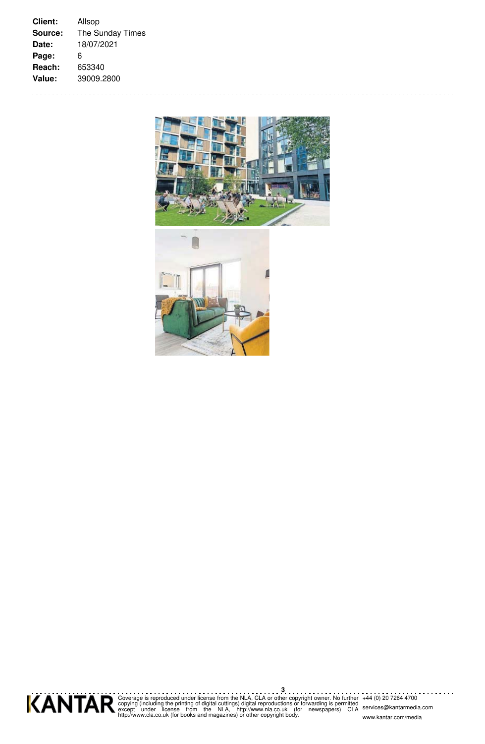**Client:** Allsop
**Source:** The Sunday Times
**Date:** 18/07/2021
**Page:** 6
**Reach:** 653340
**Value:** 39009.2800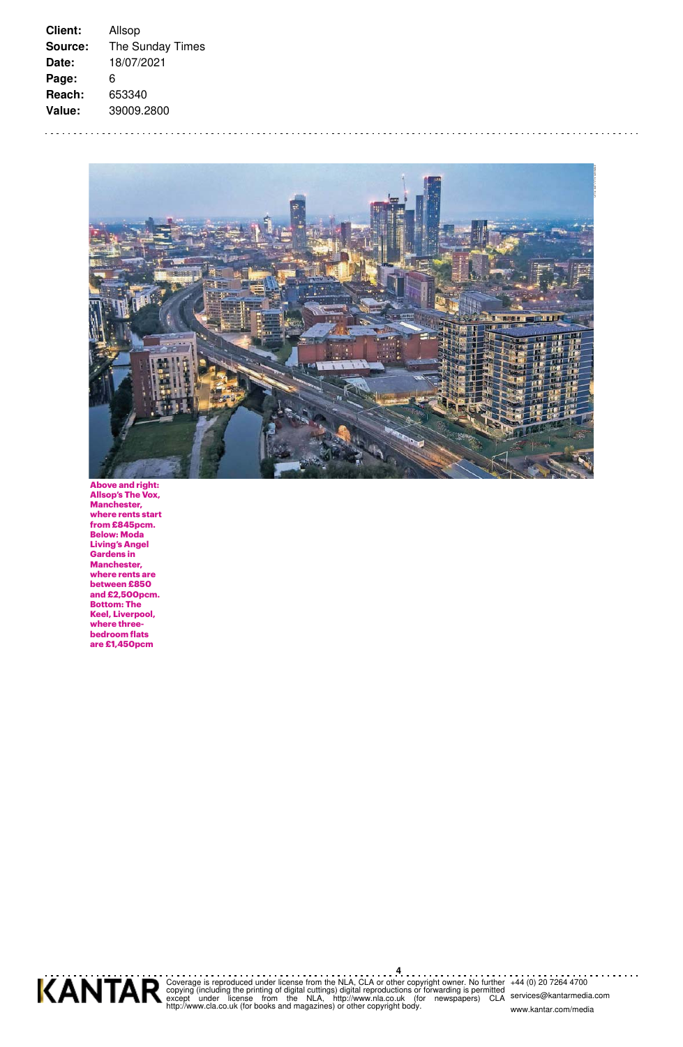**Client:** Allsop
**Source:** The Sunday Times
**Date:** 18/07/2021
**Page:** 6
**Reach:** 653340
**Value:** 39009.2800

**Above and right: Allsop's The Vox, Manchester, where rents start from £845pcm. Below: Moda Living's Angel Gardens in Manchester, where rents are between £850 and £2,500pcm. Bottom: The Keel, Liverpool, where three-bedroom flats are £1,450pcm**

Coverage is reproduced under license from the NLA, CLA or other copyright owner. No further copying (including the printing of digital cuttings) digital reproductions or forwarding is permitted except under license from the NLA, http://www.nla.co.uk (for newspapers) CLA http://www.cla.co.uk (for books and magazines) or other copyright body.

+44 (0) 20 7264 4700
services@kantarmedia.com
www.kantar.com/media